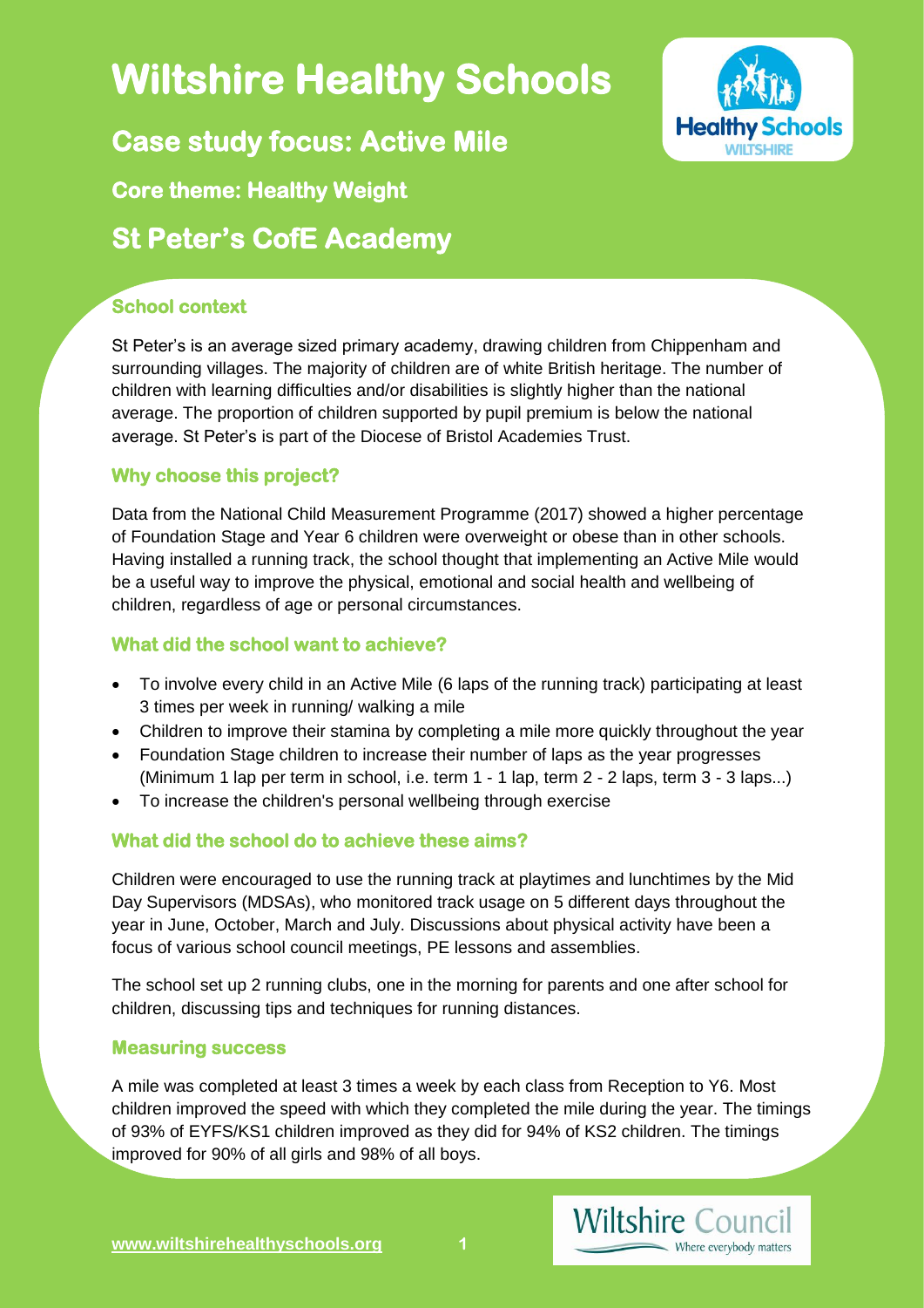# Wiltshire Healthy Schools

## Case study focus: Active Mile

### Core theme: Healthy Weight

## St Peter's CofE Academy

### School context

St Peter's is an average sized primary academy, drawing children from Chippenham and surrounding villages. The majority of children are of white British heritage. The number of children with learning difficulties and/or disabilities is slightly higher than the national average. The proportion of children supported by pupil premium is below the national average. St Peter's is part of the Diocese of Bristol Academies Trust.

### Why choose this project?

Data from the National Child Measurement Programme (2017) showed a higher percentage of Foundation Stage and Year 6 children were overweight or obese than in other schools. Having installed a running track, the school thought that implementing an Active Mile would be a useful way to improve the physical, emotional and social health and wellbeing of children, regardless of age or personal circumstances.

### What did the school want to achieve?

- To involve every child in an Active Mile (6 laps of the running track) participating at least 3 times per week in running/ walking a mile
- Children to improve their stamina by completing a mile more quickly throughout the year
- Foundation Stage children to increase their number of laps as the year progresses (Minimum 1 lap per term in school, i.e. term 1 - 1 lap, term 2 - 2 laps, term 3 - 3 laps...)
- To increase the children's personal wellbeing through exercise

### What did the school do to achieve these aims?

Children were encouraged to use the running track at playtimes and lunchtimes by the Mid Day Supervisors (MDSAs), who monitored track usage on 5 different days throughout the year in June, October, March and July. Discussions about physical activity have been a focus of various school council meetings, PE lessons and assemblies.

The school set up 2 running clubs, one in the morning for parents and one after school for children, discussing tips and techniques for running distances.

### Measuring success

A mile was completed at least 3 times a week by each class from Reception to Y6. Most children improved the speed with which they completed the mile during the year. The timings of 93% of EYFS/KS1 children improved as they did for 94% of KS2 children. The timings improved for 90% of all girls and 98% of all boys.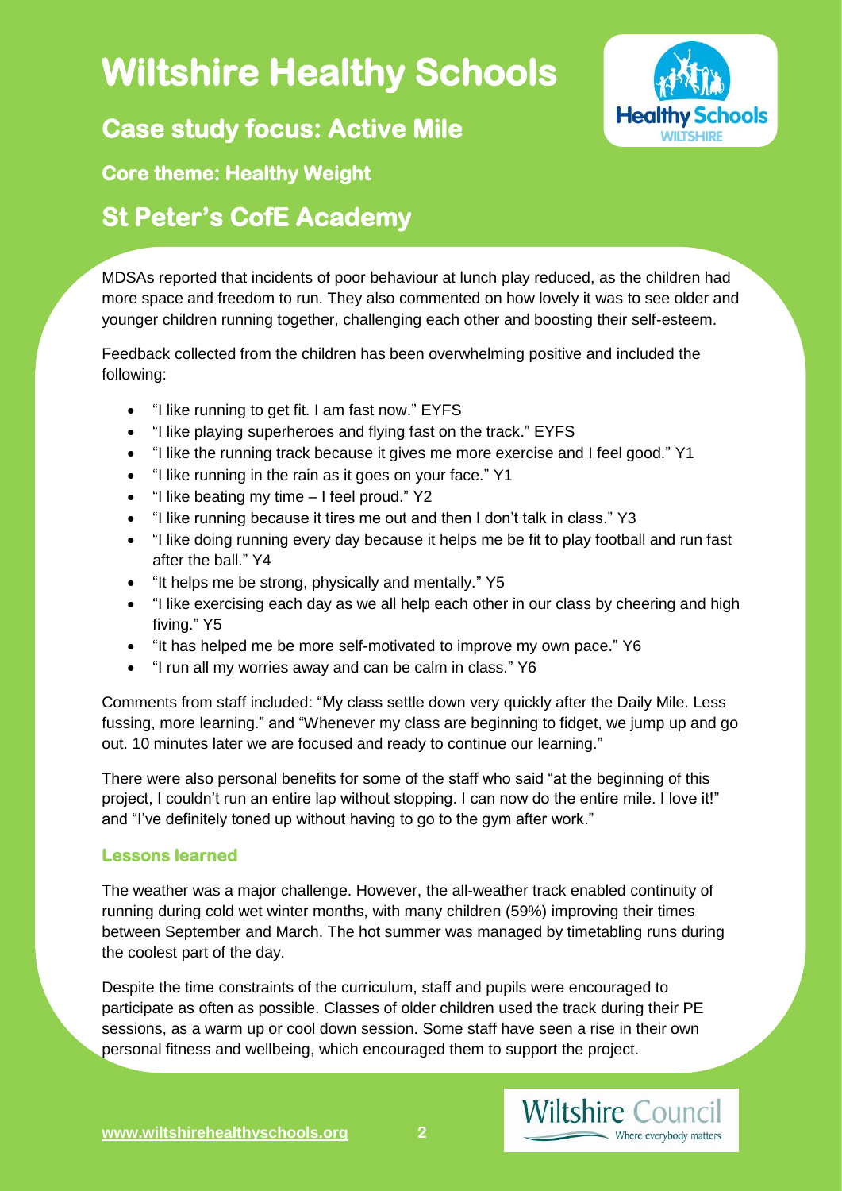# Wiltshire Healthy Schools

## Case study focus: Active Mile

### Core theme: Healthy Weight

## St Peter's CofE Academy

MDSAs reported that incidents of poor behaviour at lunch play reduced, as the children had more space and freedom to run. They also commented on how lovely it was to see older and younger children running together, challenging each other and boosting their self-esteem.

Feedback collected from the children has been overwhelming positive and included the following:

- "I like running to get fit. I am fast now." EYFS
- "I like playing superheroes and flying fast on the track." EYFS
- "I like the running track because it gives me more exercise and I feel good." Y1
- "I like running in the rain as it goes on your face." Y1
- "I like beating my time – I feel proud." Y2
- "I like running because it tires me out and then I don't talk in class." Y3
- "I like doing running every day because it helps me be fit to play football and run fast after the ball." Y4
- "It helps me be strong, physically and mentally." Y5
- "I like exercising each day as we all help each other in our class by cheering and high fiving." Y5
- "It has helped me be more self-motivated to improve my own pace." Y6
- "I run all my worries away and can be calm in class." Y6

Comments from staff included: "My class settle down very quickly after the Daily Mile. Less fussing, more learning." and "Whenever my class are beginning to fidget, we jump up and go out. 10 minutes later we are focused and ready to continue our learning."

There were also personal benefits for some of the staff who said "at the beginning of this project, I couldn't run an entire lap without stopping. I can now do the entire mile. I love it!" and "I've definitely toned up without having to go to the gym after work."

#### Lessons learned

The weather was a major challenge. However, the all-weather track enabled continuity of running during cold wet winter months, with many children (59%) improving their times between September and March. The hot summer was managed by timetabling runs during the coolest part of the day.

Despite the time constraints of the curriculum, staff and pupils were encouraged to participate as often as possible. Classes of older children used the track during their PE sessions, as a warm up or cool down session. Some staff have seen a rise in their own personal fitness and wellbeing, which encouraged them to support the project.

www.wiltshirehealthyschools.org